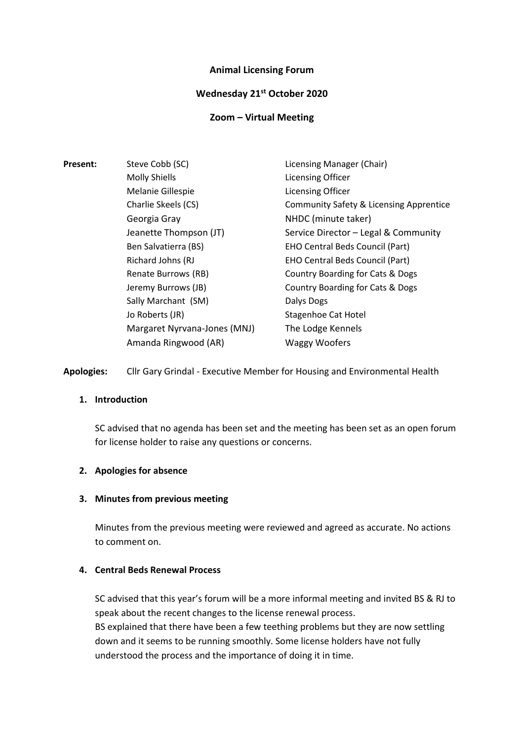**Animal Licensing Forum**

**Wednesday 21st October 2020**

**Zoom – Virtual Meeting**

**Present:**

| | |
|---|---|
| Steve Cobb (SC) | Licensing Manager (Chair) |
| Molly Shiells | Licensing Officer |
| Melanie Gillespie | Licensing Officer |
| Charlie Skeels (CS) | Community Safety & Licensing Apprentice |
| Georgia Gray | NHDC (minute taker) |
| Jeanette Thompson (JT) | Service Director – Legal & Community |
| Ben Salvatierra (BS) | EHO Central Beds Council (Part) |
| Richard Johns (RJ | EHO Central Beds Council (Part) |
| Renate Burrows (RB) | Country Boarding for Cats & Dogs |
| Jeremy Burrows (JB) | Country Boarding for Cats & Dogs |
| Sally Marchant (SM) | Dalys Dogs |
| Jo Roberts (JR) | Stagenhoe Cat Hotel |
| Margaret Nyrvana-Jones (MNJ) | The Lodge Kennels |
| Amanda Ringwood (AR) | Waggy Woofers |

**Apologies:** Cllr Gary Grindal - Executive Member for Housing and Environmental Health

**1. Introduction**

SC advised that no agenda has been set and the meeting has been set as an open forum for license holder to raise any questions or concerns.

**2. Apologies for absence**

**3. Minutes from previous meeting**

Minutes from the previous meeting were reviewed and agreed as accurate. No actions to comment on.

**4. Central Beds Renewal Process**

SC advised that this year's forum will be a more informal meeting and invited BS & RJ to speak about the recent changes to the license renewal process.

BS explained that there have been a few teething problems but they are now settling down and it seems to be running smoothly. Some license holders have not fully understood the process and the importance of doing it in time.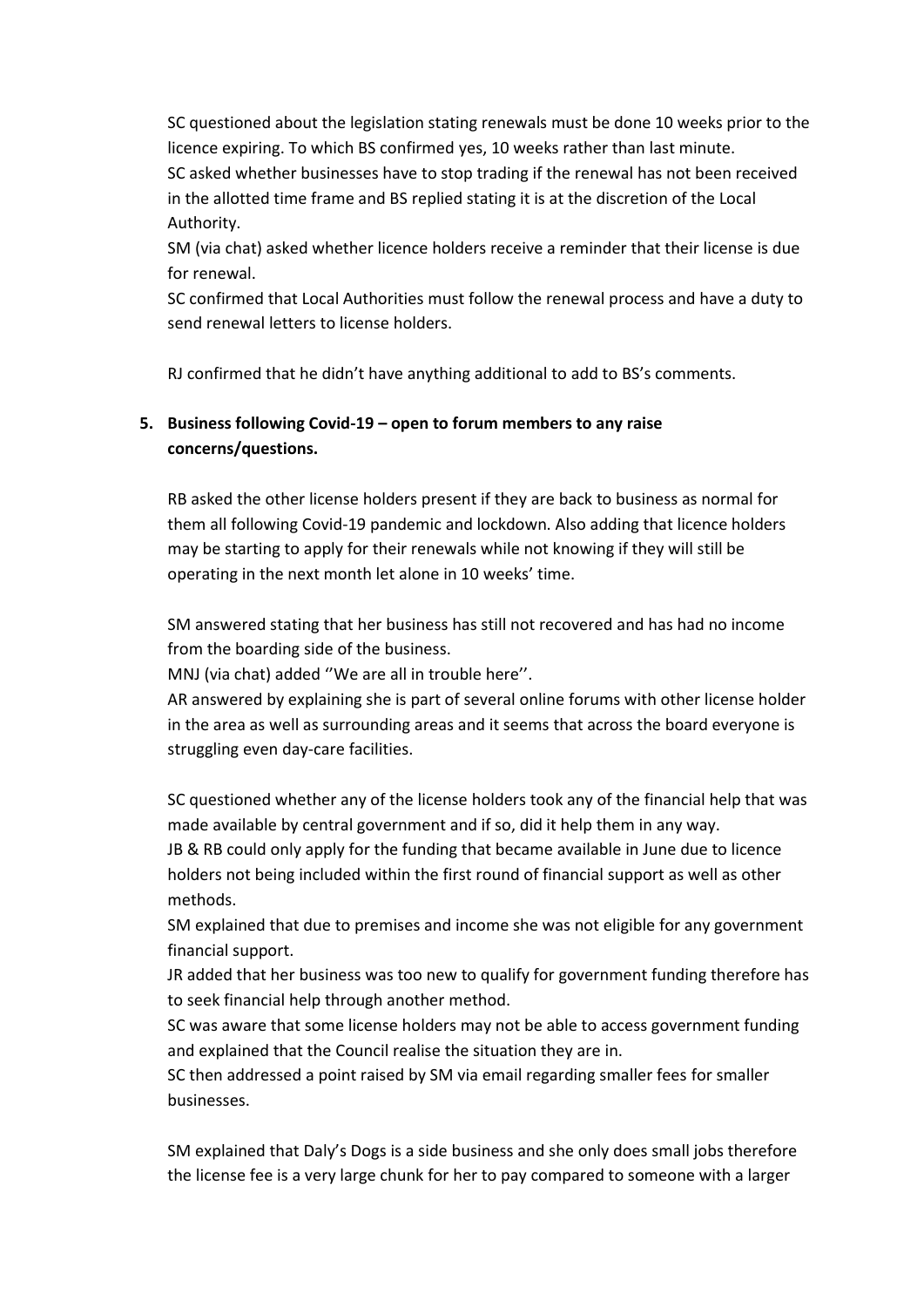SC questioned about the legislation stating renewals must be done 10 weeks prior to the licence expiring. To which BS confirmed yes, 10 weeks rather than last minute.
SC asked whether businesses have to stop trading if the renewal has not been received in the allotted time frame and BS replied stating it is at the discretion of the Local Authority.
SM (via chat) asked whether licence holders receive a reminder that their license is due for renewal.
SC confirmed that Local Authorities must follow the renewal process and have a duty to send renewal letters to license holders.

RJ confirmed that he didn't have anything additional to add to BS's comments.

5. **Business following Covid-19 – open to forum members to any raise concerns/questions.**

RB asked the other license holders present if they are back to business as normal for them all following Covid-19 pandemic and lockdown. Also adding that licence holders may be starting to apply for their renewals while not knowing if they will still be operating in the next month let alone in 10 weeks' time.

SM answered stating that her business has still not recovered and has had no income from the boarding side of the business.
MNJ (via chat) added ''We are all in trouble here''.
AR answered by explaining she is part of several online forums with other license holder in the area as well as surrounding areas and it seems that across the board everyone is struggling even day-care facilities.

SC questioned whether any of the license holders took any of the financial help that was made available by central government and if so, did it help them in any way.
JB & RB could only apply for the funding that became available in June due to licence holders not being included within the first round of financial support as well as other methods.
SM explained that due to premises and income she was not eligible for any government financial support.
JR added that her business was too new to qualify for government funding therefore has to seek financial help through another method.
SC was aware that some license holders may not be able to access government funding and explained that the Council realise the situation they are in.
SC then addressed a point raised by SM via email regarding smaller fees for smaller businesses.

SM explained that Daly's Dogs is a side business and she only does small jobs therefore the license fee is a very large chunk for her to pay compared to someone with a larger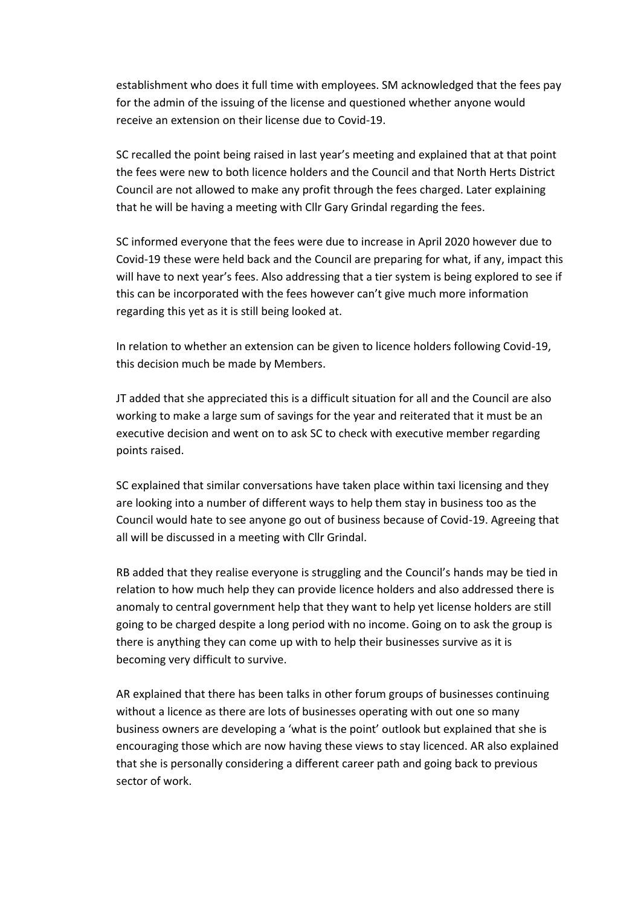establishment who does it full time with employees. SM acknowledged that the fees pay for the admin of the issuing of the license and questioned whether anyone would receive an extension on their license due to Covid-19.

SC recalled the point being raised in last year's meeting and explained that at that point the fees were new to both licence holders and the Council and that North Herts District Council are not allowed to make any profit through the fees charged. Later explaining that he will be having a meeting with Cllr Gary Grindal regarding the fees.

SC informed everyone that the fees were due to increase in April 2020 however due to Covid-19 these were held back and the Council are preparing for what, if any, impact this will have to next year's fees. Also addressing that a tier system is being explored to see if this can be incorporated with the fees however can't give much more information regarding this yet as it is still being looked at.

In relation to whether an extension can be given to licence holders following Covid-19, this decision much be made by Members.

JT added that she appreciated this is a difficult situation for all and the Council are also working to make a large sum of savings for the year and reiterated that it must be an executive decision and went on to ask SC to check with executive member regarding points raised.

SC explained that similar conversations have taken place within taxi licensing and they are looking into a number of different ways to help them stay in business too as the Council would hate to see anyone go out of business because of Covid-19. Agreeing that all will be discussed in a meeting with Cllr Grindal.

RB added that they realise everyone is struggling and the Council's hands may be tied in relation to how much help they can provide licence holders and also addressed there is anomaly to central government help that they want to help yet license holders are still going to be charged despite a long period with no income. Going on to ask the group is there is anything they can come up with to help their businesses survive as it is becoming very difficult to survive.

AR explained that there has been talks in other forum groups of businesses continuing without a licence as there are lots of businesses operating with out one so many business owners are developing a 'what is the point' outlook but explained that she is encouraging those which are now having these views to stay licenced. AR also explained that she is personally considering a different career path and going back to previous sector of work.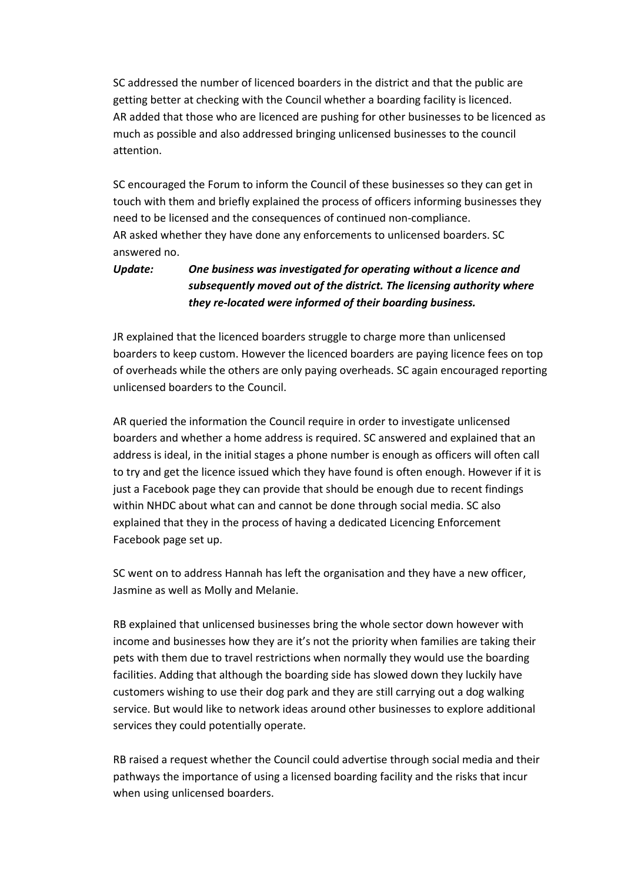SC addressed the number of licenced boarders in the district and that the public are getting better at checking with the Council whether a boarding facility is licenced. AR added that those who are licenced are pushing for other businesses to be licenced as much as possible and also addressed bringing unlicensed businesses to the council attention.

SC encouraged the Forum to inform the Council of these businesses so they can get in touch with them and briefly explained the process of officers informing businesses they need to be licensed and the consequences of continued non-compliance. AR asked whether they have done any enforcements to unlicensed boarders. SC answered no.

***Update:*** ***One business was investigated for operating without a licence and subsequently moved out of the district. The licensing authority where they re-located were informed of their boarding business.***

JR explained that the licenced boarders struggle to charge more than unlicensed boarders to keep custom. However the licenced boarders are paying licence fees on top of overheads while the others are only paying overheads. SC again encouraged reporting unlicensed boarders to the Council.

AR queried the information the Council require in order to investigate unlicensed boarders and whether a home address is required. SC answered and explained that an address is ideal, in the initial stages a phone number is enough as officers will often call to try and get the licence issued which they have found is often enough. However if it is just a Facebook page they can provide that should be enough due to recent findings within NHDC about what can and cannot be done through social media. SC also explained that they in the process of having a dedicated Licencing Enforcement Facebook page set up.

SC went on to address Hannah has left the organisation and they have a new officer, Jasmine as well as Molly and Melanie.

RB explained that unlicensed businesses bring the whole sector down however with income and businesses how they are it's not the priority when families are taking their pets with them due to travel restrictions when normally they would use the boarding facilities. Adding that although the boarding side has slowed down they luckily have customers wishing to use their dog park and they are still carrying out a dog walking service. But would like to network ideas around other businesses to explore additional services they could potentially operate.

RB raised a request whether the Council could advertise through social media and their pathways the importance of using a licensed boarding facility and the risks that incur when using unlicensed boarders.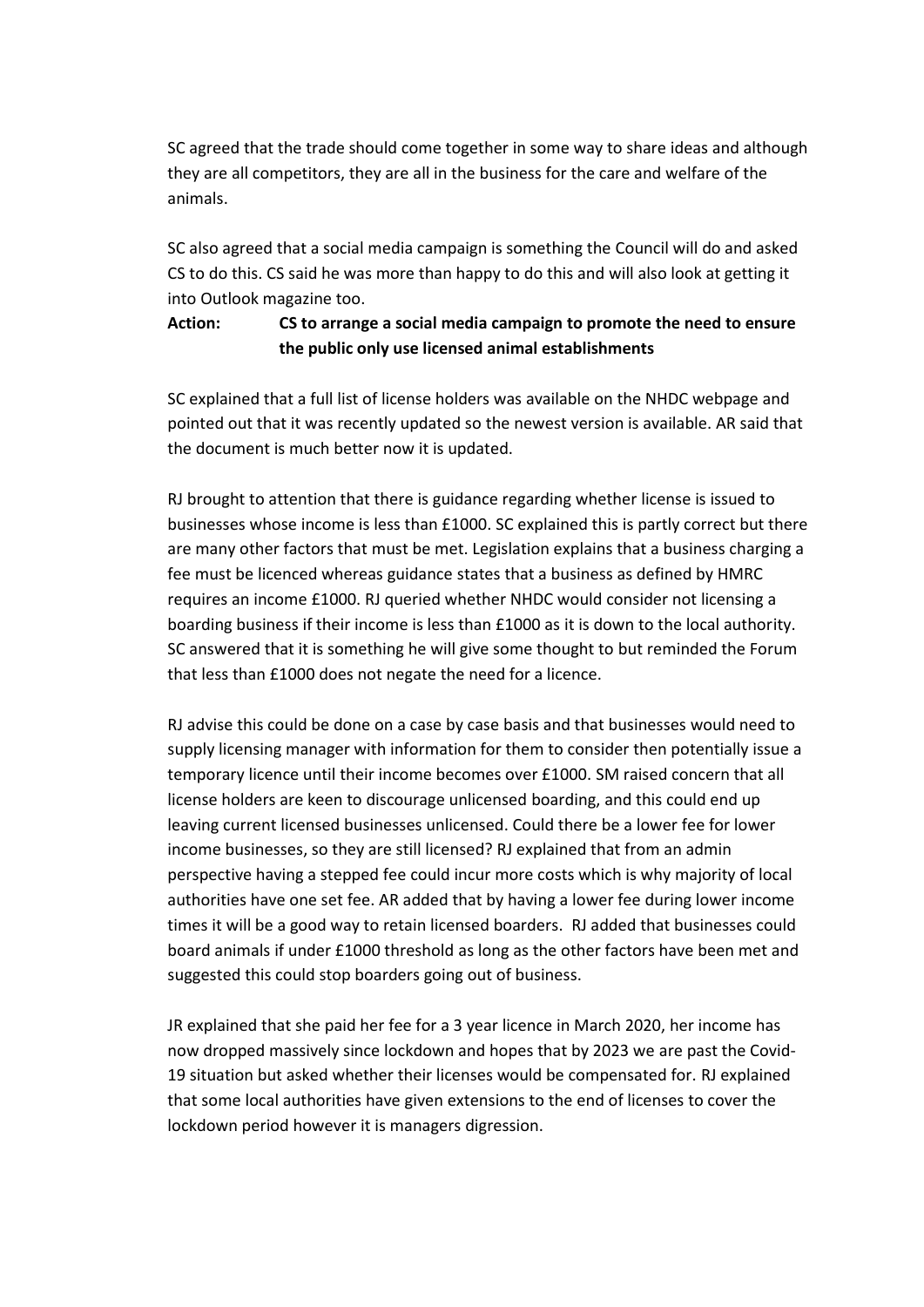SC agreed that the trade should come together in some way to share ideas and although they are all competitors, they are all in the business for the care and welfare of the animals.

SC also agreed that a social media campaign is something the Council will do and asked CS to do this. CS said he was more than happy to do this and will also look at getting it into Outlook magazine too.

**Action: CS to arrange a social media campaign to promote the need to ensure the public only use licensed animal establishments**

SC explained that a full list of license holders was available on the NHDC webpage and pointed out that it was recently updated so the newest version is available. AR said that the document is much better now it is updated.

RJ brought to attention that there is guidance regarding whether license is issued to businesses whose income is less than £1000. SC explained this is partly correct but there are many other factors that must be met. Legislation explains that a business charging a fee must be licenced whereas guidance states that a business as defined by HMRC requires an income £1000. RJ queried whether NHDC would consider not licensing a boarding business if their income is less than £1000 as it is down to the local authority. SC answered that it is something he will give some thought to but reminded the Forum that less than £1000 does not negate the need for a licence.

RJ advise this could be done on a case by case basis and that businesses would need to supply licensing manager with information for them to consider then potentially issue a temporary licence until their income becomes over £1000. SM raised concern that all license holders are keen to discourage unlicensed boarding, and this could end up leaving current licensed businesses unlicensed. Could there be a lower fee for lower income businesses, so they are still licensed? RJ explained that from an admin perspective having a stepped fee could incur more costs which is why majority of local authorities have one set fee. AR added that by having a lower fee during lower income times it will be a good way to retain licensed boarders. RJ added that businesses could board animals if under £1000 threshold as long as the other factors have been met and suggested this could stop boarders going out of business.

JR explained that she paid her fee for a 3 year licence in March 2020, her income has now dropped massively since lockdown and hopes that by 2023 we are past the Covid-19 situation but asked whether their licenses would be compensated for. RJ explained that some local authorities have given extensions to the end of licenses to cover the lockdown period however it is managers digression.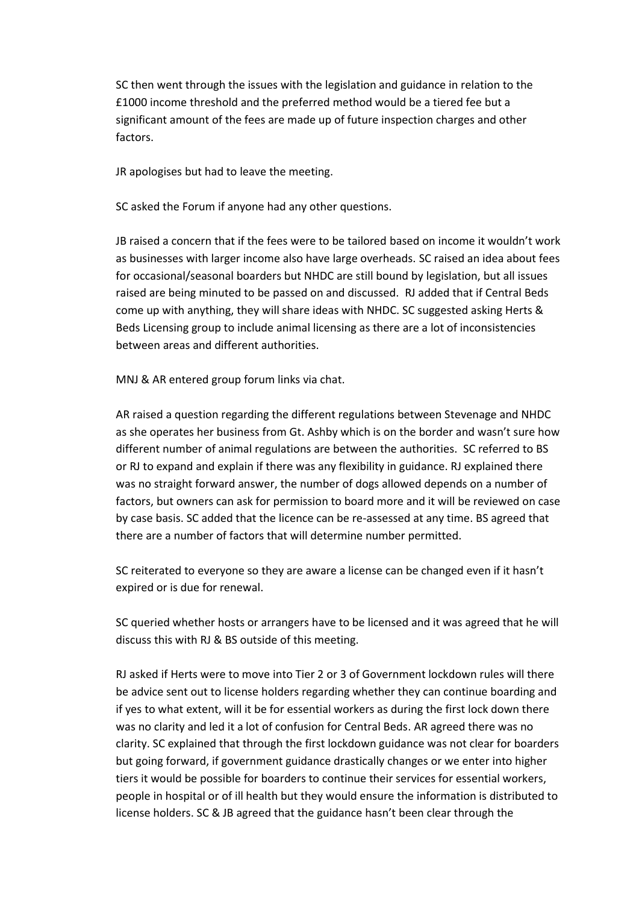SC then went through the issues with the legislation and guidance in relation to the £1000 income threshold and the preferred method would be a tiered fee but a significant amount of the fees are made up of future inspection charges and other factors.

JR apologises but had to leave the meeting.

SC asked the Forum if anyone had any other questions.

JB raised a concern that if the fees were to be tailored based on income it wouldn't work as businesses with larger income also have large overheads. SC raised an idea about fees for occasional/seasonal boarders but NHDC are still bound by legislation, but all issues raised are being minuted to be passed on and discussed. RJ added that if Central Beds come up with anything, they will share ideas with NHDC. SC suggested asking Herts & Beds Licensing group to include animal licensing as there are a lot of inconsistencies between areas and different authorities.

MNJ & AR entered group forum links via chat.

AR raised a question regarding the different regulations between Stevenage and NHDC as she operates her business from Gt. Ashby which is on the border and wasn't sure how different number of animal regulations are between the authorities. SC referred to BS or RJ to expand and explain if there was any flexibility in guidance. RJ explained there was no straight forward answer, the number of dogs allowed depends on a number of factors, but owners can ask for permission to board more and it will be reviewed on case by case basis. SC added that the licence can be re-assessed at any time. BS agreed that there are a number of factors that will determine number permitted.

SC reiterated to everyone so they are aware a license can be changed even if it hasn't expired or is due for renewal.

SC queried whether hosts or arrangers have to be licensed and it was agreed that he will discuss this with RJ & BS outside of this meeting.

RJ asked if Herts were to move into Tier 2 or 3 of Government lockdown rules will there be advice sent out to license holders regarding whether they can continue boarding and if yes to what extent, will it be for essential workers as during the first lock down there was no clarity and led it a lot of confusion for Central Beds. AR agreed there was no clarity. SC explained that through the first lockdown guidance was not clear for boarders but going forward, if government guidance drastically changes or we enter into higher tiers it would be possible for boarders to continue their services for essential workers, people in hospital or of ill health but they would ensure the information is distributed to license holders. SC & JB agreed that the guidance hasn't been clear through the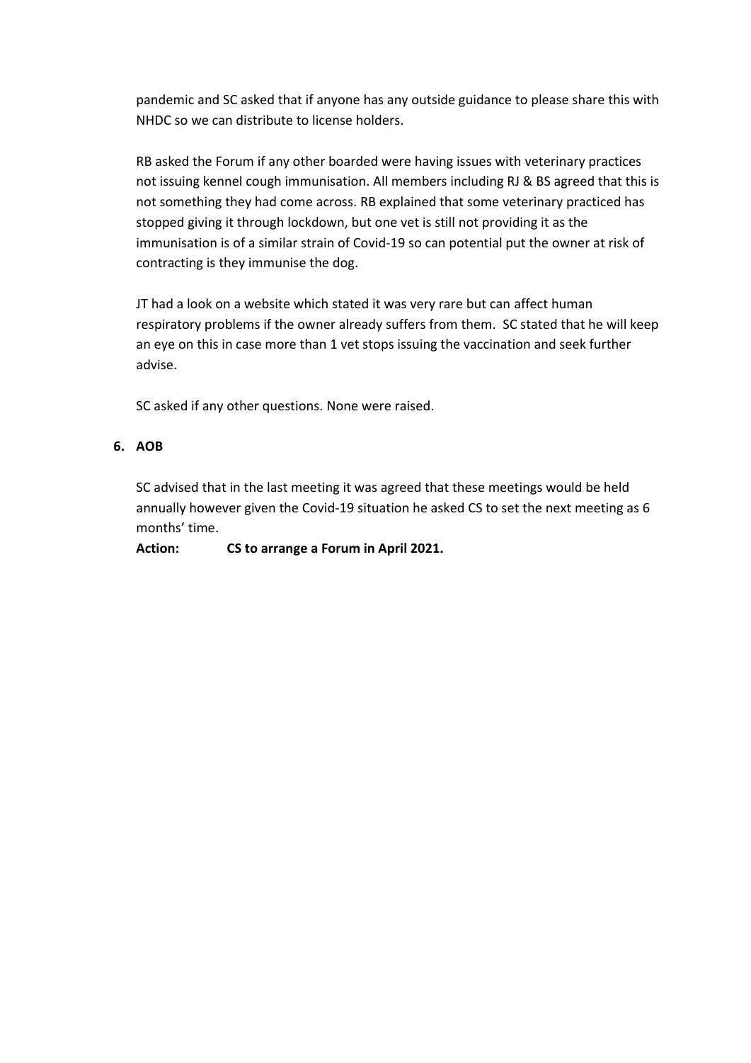pandemic and SC asked that if anyone has any outside guidance to please share this with NHDC so we can distribute to license holders.

RB asked the Forum if any other boarded were having issues with veterinary practices not issuing kennel cough immunisation. All members including RJ & BS agreed that this is not something they had come across. RB explained that some veterinary practiced has stopped giving it through lockdown, but one vet is still not providing it as the immunisation is of a similar strain of Covid-19 so can potential put the owner at risk of contracting is they immunise the dog.

JT had a look on a website which stated it was very rare but can affect human respiratory problems if the owner already suffers from them. SC stated that he will keep an eye on this in case more than 1 vet stops issuing the vaccination and seek further advise.

SC asked if any other questions. None were raised.

**6. AOB**

SC advised that in the last meeting it was agreed that these meetings would be held annually however given the Covid-19 situation he asked CS to set the next meeting as 6 months' time.

**Action: CS to arrange a Forum in April 2021.**